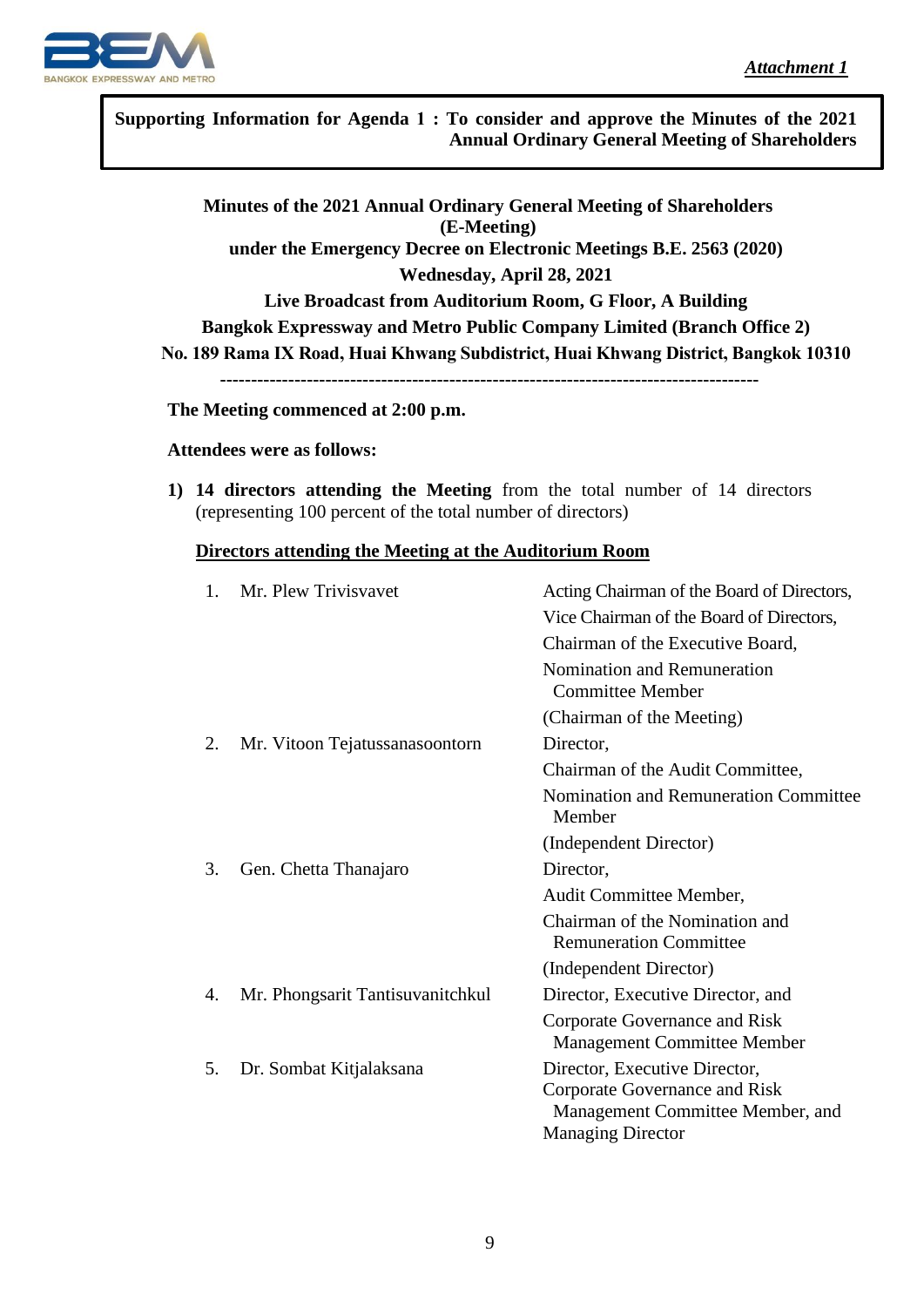*Attachment 1*

**Supporting Information for Agenda 1 : To consider and approve the Minutes of the 2021 Annual Ordinary General Meeting of Shareholders**

**Minutes of the 2021 Annual Ordinary General Meeting of Shareholders**
**(E-Meeting)**
**under the Emergency Decree on Electronic Meetings B.E. 2563 (2020)**
**Wednesday, April 28, 2021**
**Live Broadcast from Auditorium Room, G Floor, A Building**
**Bangkok Expressway and Metro Public Company Limited (Branch Office 2)**
**No. 189 Rama IX Road, Huai Khwang Subdistrict, Huai Khwang District, Bangkok 10310**

---

**The Meeting commenced at 2:00 p.m.**

**Attendees were as follows:**

1) **14 directors attending the Meeting** from the total number of 14 directors (representing 100 percent of the total number of directors)

**Directors attending the Meeting at the Auditorium Room**

| No. | Name | Position |
|---|---|---|
| 1. | Mr. Plew Trivisvavet | Acting Chairman of the Board of Directors, Vice Chairman of the Board of Directors, Chairman of the Executive Board, Nomination and Remuneration Committee Member (Chairman of the Meeting) |
| 2. | Mr. Vitoon Tejatussanasoontorn | Director, Chairman of the Audit Committee, Nomination and Remuneration Committee Member (Independent Director) |
| 3. | Gen. Chetta Thanajaro | Director, Audit Committee Member, Chairman of the Nomination and Remuneration Committee (Independent Director) |
| 4. | Mr. Phongsarit Tantisuvanitchkul | Director, Executive Director, and Corporate Governance and Risk Management Committee Member |
| 5. | Dr. Sombat Kitjalaksana | Director, Executive Director, Corporate Governance and Risk Management Committee Member, and Managing Director |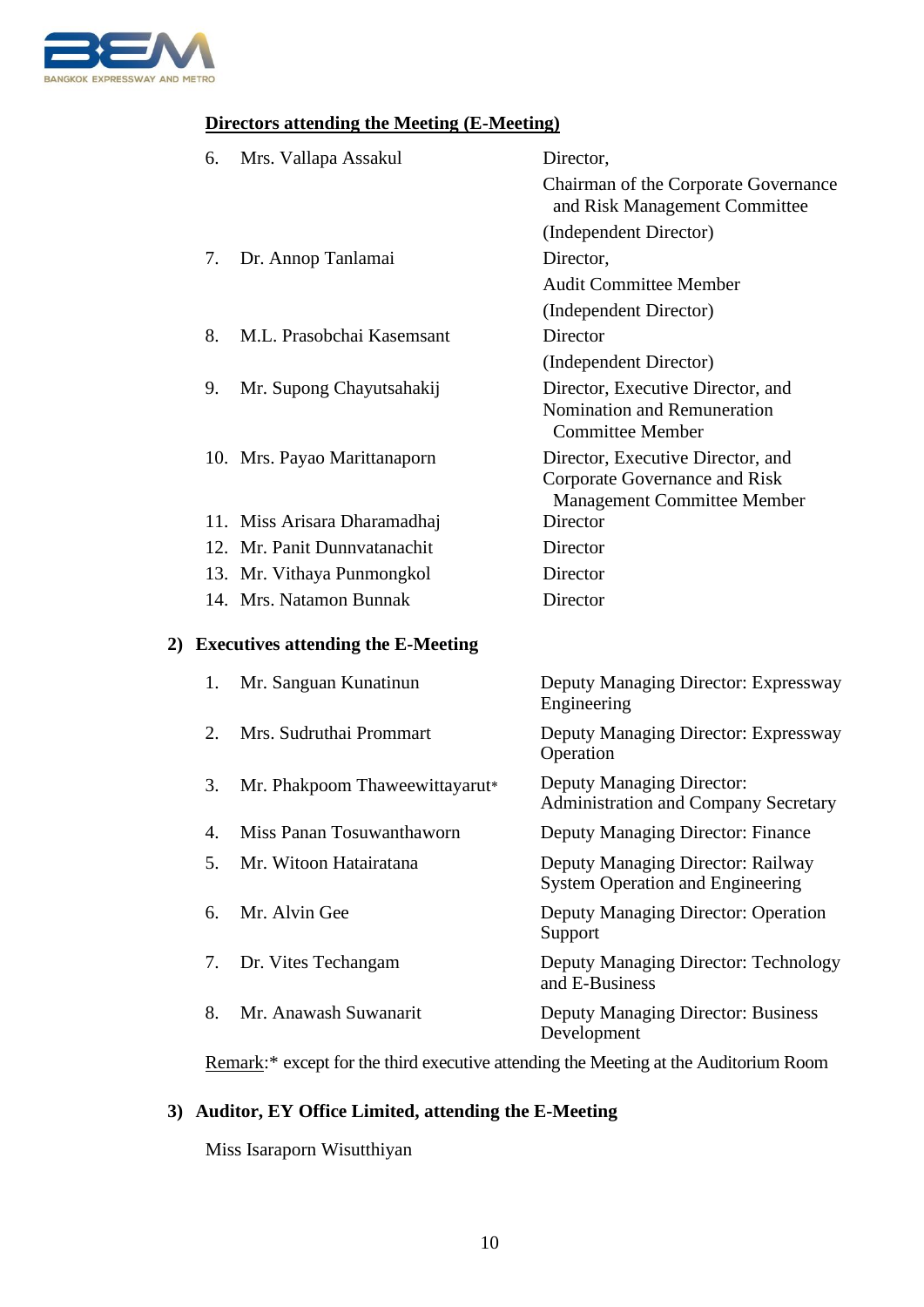**Directors attending the Meeting (E-Meeting)**

| | Name | Position |
|---|---|---|
| 6. | Mrs. Vallapa Assakul | Director, Chairman of the Corporate Governance and Risk Management Committee (Independent Director) |
| 7. | Dr. Annop Tanlamai | Director, Audit Committee Member (Independent Director) |
| 8. | M.L. Prasobchai Kasemsant | Director (Independent Director) |
| 9. | Mr. Supong Chayutsahakij | Director, Executive Director, and Nomination and Remuneration Committee Member |
| 10. | Mrs. Payao Marittanaporn | Director, Executive Director, and Corporate Governance and Risk Management Committee Member |
| 11. | Miss Arisara Dharamadhaj | Director |
| 12. | Mr. Panit Dunnvatanachit | Director |
| 13. | Mr. Vithaya Punmongkol | Director |
| 14. | Mrs. Natamon Bunnak | Director |

**2) Executives attending the E-Meeting**

| | Name | Position |
|---|---|---|
| 1. | Mr. Sanguan Kunatinun | Deputy Managing Director: Expressway Engineering |
| 2. | Mrs. Sudruthai Prommart | Deputy Managing Director: Expressway Operation |
| 3. | Mr. Phakpoom Thaweewittayarut* | Deputy Managing Director: Administration and Company Secretary |
| 4. | Miss Panan Tosuwanthaworn | Deputy Managing Director: Finance |
| 5. | Mr. Witoon Hatairatana | Deputy Managing Director: Railway System Operation and Engineering |
| 6. | Mr. Alvin Gee | Deputy Managing Director: Operation Support |
| 7. | Dr. Vites Techangam | Deputy Managing Director: Technology and E-Business |
| 8. | Mr. Anawash Suwanarit | Deputy Managing Director: Business Development |

Remark:* except for the third executive attending the Meeting at the Auditorium Room

**3) Auditor, EY Office Limited, attending the E-Meeting**

Miss Isaraporn Wisutthiyan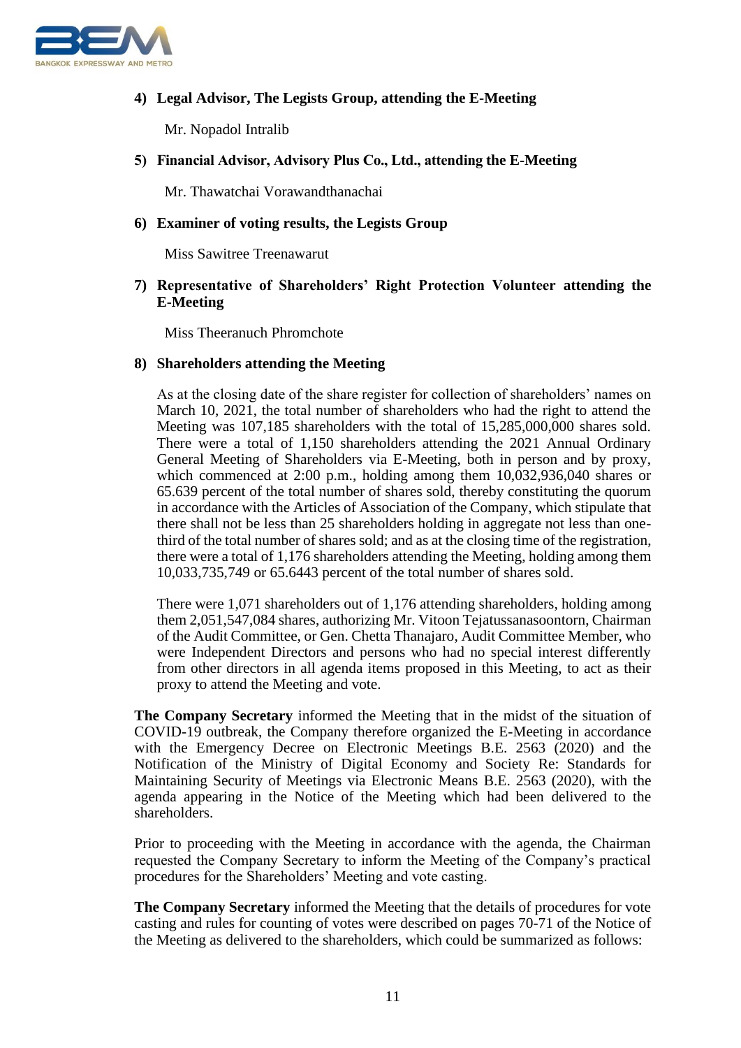**4) Legal Advisor, The Legists Group, attending the E-Meeting**

Mr. Nopadol Intralib

**5) Financial Advisor, Advisory Plus Co., Ltd., attending the E-Meeting**

Mr. Thawatchai Vorawandthanachai

**6) Examiner of voting results, the Legists Group**

Miss Sawitree Treenawarut

**7) Representative of Shareholders' Right Protection Volunteer attending the E-Meeting**

Miss Theeranuch Phromchote

**8) Shareholders attending the Meeting**

As at the closing date of the share register for collection of shareholders' names on March 10, 2021, the total number of shareholders who had the right to attend the Meeting was 107,185 shareholders with the total of 15,285,000,000 shares sold. There were a total of 1,150 shareholders attending the 2021 Annual Ordinary General Meeting of Shareholders via E-Meeting, both in person and by proxy, which commenced at 2:00 p.m., holding among them 10,032,936,040 shares or 65.639 percent of the total number of shares sold, thereby constituting the quorum in accordance with the Articles of Association of the Company, which stipulate that there shall not be less than 25 shareholders holding in aggregate not less than one-third of the total number of shares sold; and as at the closing time of the registration, there were a total of 1,176 shareholders attending the Meeting, holding among them 10,033,735,749 or 65.6443 percent of the total number of shares sold.

There were 1,071 shareholders out of 1,176 attending shareholders, holding among them 2,051,547,084 shares, authorizing Mr. Vitoon Tejatussanasoontorn, Chairman of the Audit Committee, or Gen. Chetta Thanajaro, Audit Committee Member, who were Independent Directors and persons who had no special interest differently from other directors in all agenda items proposed in this Meeting, to act as their proxy to attend the Meeting and vote.

**The Company Secretary** informed the Meeting that in the midst of the situation of COVID-19 outbreak, the Company therefore organized the E-Meeting in accordance with the Emergency Decree on Electronic Meetings B.E. 2563 (2020) and the Notification of the Ministry of Digital Economy and Society Re: Standards for Maintaining Security of Meetings via Electronic Means B.E. 2563 (2020), with the agenda appearing in the Notice of the Meeting which had been delivered to the shareholders.

Prior to proceeding with the Meeting in accordance with the agenda, the Chairman requested the Company Secretary to inform the Meeting of the Company's practical procedures for the Shareholders' Meeting and vote casting.

**The Company Secretary** informed the Meeting that the details of procedures for vote casting and rules for counting of votes were described on pages 70-71 of the Notice of the Meeting as delivered to the shareholders, which could be summarized as follows: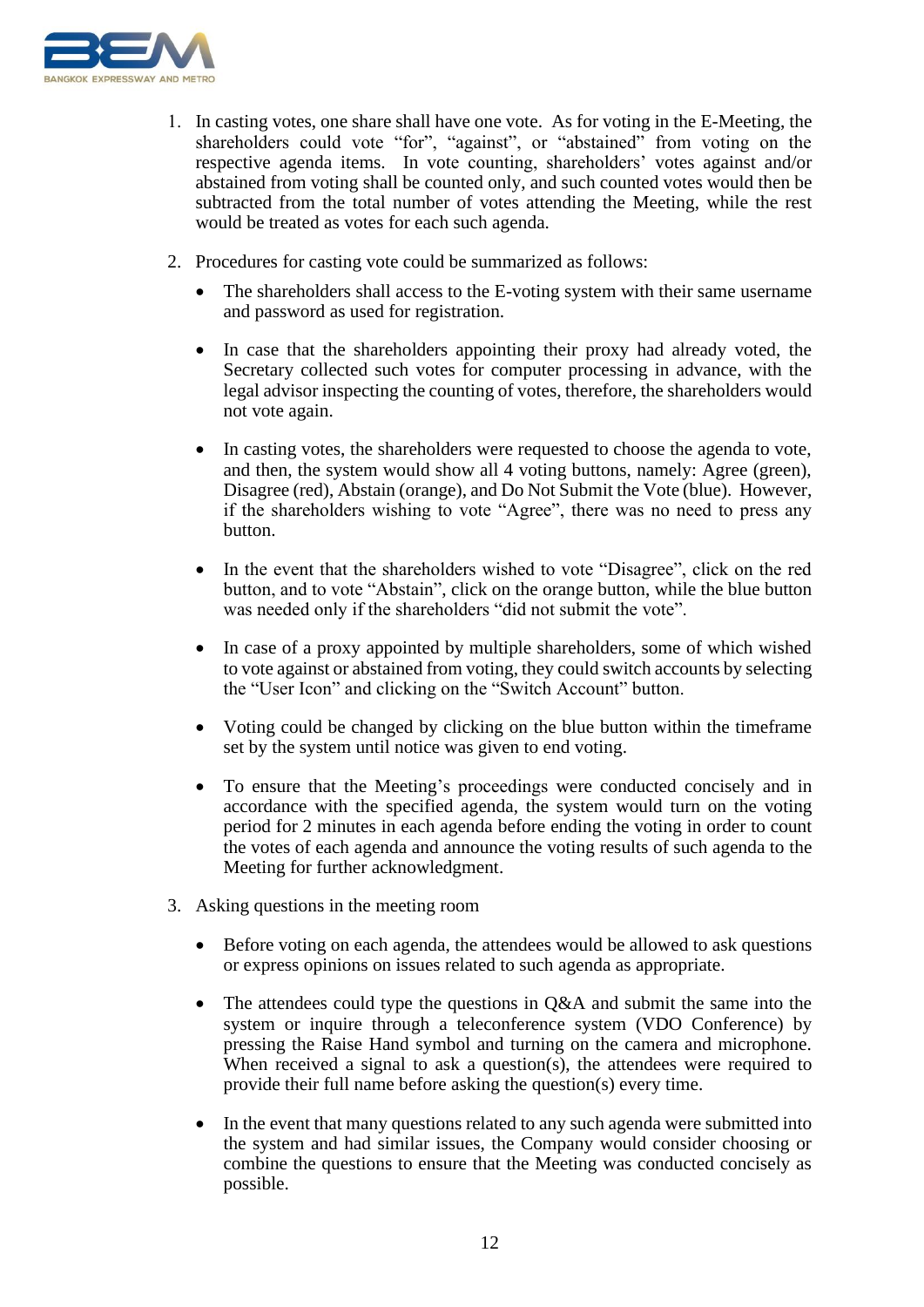1. In casting votes, one share shall have one vote. As for voting in the E-Meeting, the shareholders could vote "for", "against", or "abstained" from voting on the respective agenda items. In vote counting, shareholders' votes against and/or abstained from voting shall be counted only, and such counted votes would then be subtracted from the total number of votes attending the Meeting, while the rest would be treated as votes for each such agenda.

2. Procedures for casting vote could be summarized as follows:

   - The shareholders shall access to the E-voting system with their same username and password as used for registration.

   - In case that the shareholders appointing their proxy had already voted, the Secretary collected such votes for computer processing in advance, with the legal advisor inspecting the counting of votes, therefore, the shareholders would not vote again.

   - In casting votes, the shareholders were requested to choose the agenda to vote, and then, the system would show all 4 voting buttons, namely: Agree (green), Disagree (red), Abstain (orange), and Do Not Submit the Vote (blue). However, if the shareholders wishing to vote "Agree", there was no need to press any button.

   - In the event that the shareholders wished to vote "Disagree", click on the red button, and to vote "Abstain", click on the orange button, while the blue button was needed only if the shareholders "did not submit the vote".

   - In case of a proxy appointed by multiple shareholders, some of which wished to vote against or abstained from voting, they could switch accounts by selecting the "User Icon" and clicking on the "Switch Account" button.

   - Voting could be changed by clicking on the blue button within the timeframe set by the system until notice was given to end voting.

   - To ensure that the Meeting's proceedings were conducted concisely and in accordance with the specified agenda, the system would turn on the voting period for 2 minutes in each agenda before ending the voting in order to count the votes of each agenda and announce the voting results of such agenda to the Meeting for further acknowledgment.

3. Asking questions in the meeting room

   - Before voting on each agenda, the attendees would be allowed to ask questions or express opinions on issues related to such agenda as appropriate.

   - The attendees could type the questions in Q&A and submit the same into the system or inquire through a teleconference system (VDO Conference) by pressing the Raise Hand symbol and turning on the camera and microphone. When received a signal to ask a question(s), the attendees were required to provide their full name before asking the question(s) every time.

   - In the event that many questions related to any such agenda were submitted into the system and had similar issues, the Company would consider choosing or combine the questions to ensure that the Meeting was conducted concisely as possible.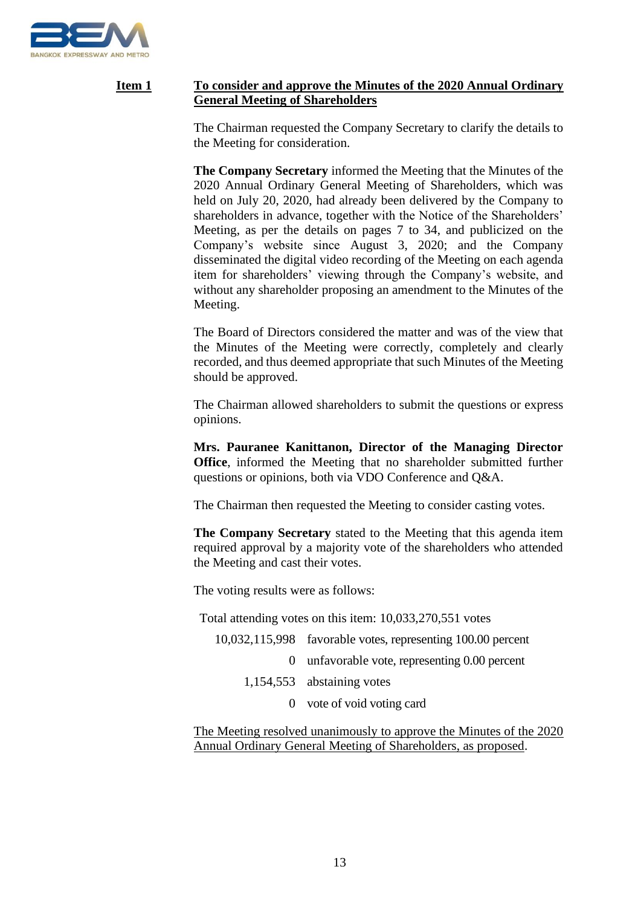**Item 1** **To consider and approve the Minutes of the 2020 Annual Ordinary General Meeting of Shareholders**

The Chairman requested the Company Secretary to clarify the details to the Meeting for consideration.

**The Company Secretary** informed the Meeting that the Minutes of the 2020 Annual Ordinary General Meeting of Shareholders, which was held on July 20, 2020, had already been delivered by the Company to shareholders in advance, together with the Notice of the Shareholders' Meeting, as per the details on pages 7 to 34, and publicized on the Company's website since August 3, 2020; and the Company disseminated the digital video recording of the Meeting on each agenda item for shareholders' viewing through the Company's website, and without any shareholder proposing an amendment to the Minutes of the Meeting.

The Board of Directors considered the matter and was of the view that the Minutes of the Meeting were correctly, completely and clearly recorded, and thus deemed appropriate that such Minutes of the Meeting should be approved.

The Chairman allowed shareholders to submit the questions or express opinions.

**Mrs. Pauranee Kanittanon, Director of the Managing Director Office**, informed the Meeting that no shareholder submitted further questions or opinions, both via VDO Conference and Q&A.

The Chairman then requested the Meeting to consider casting votes.

**The Company Secretary** stated to the Meeting that this agenda item required approval by a majority vote of the shareholders who attended the Meeting and cast their votes.

The voting results were as follows:

Total attending votes on this item: 10,033,270,551 votes

| | |
|---:|---|
| 10,032,115,998 | favorable votes, representing 100.00 percent |
| 0 | unfavorable vote, representing 0.00 percent |
| 1,154,553 | abstaining votes |
| 0 | vote of void voting card |

The Meeting resolved unanimously to approve the Minutes of the 2020 Annual Ordinary General Meeting of Shareholders, as proposed.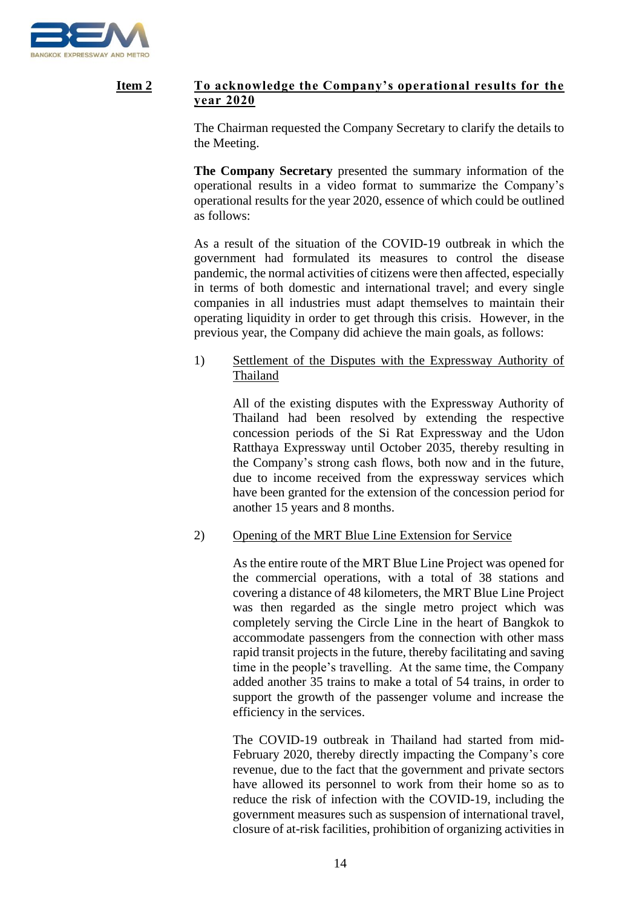**Item 2** **To acknowledge the Company's operational results for the year 2020**

The Chairman requested the Company Secretary to clarify the details to the Meeting.

**The Company Secretary** presented the summary information of the operational results in a video format to summarize the Company's operational results for the year 2020, essence of which could be outlined as follows:

As a result of the situation of the COVID-19 outbreak in which the government had formulated its measures to control the disease pandemic, the normal activities of citizens were then affected, especially in terms of both domestic and international travel; and every single companies in all industries must adapt themselves to maintain their operating liquidity in order to get through this crisis. However, in the previous year, the Company did achieve the main goals, as follows:

1) Settlement of the Disputes with the Expressway Authority of Thailand

   All of the existing disputes with the Expressway Authority of Thailand had been resolved by extending the respective concession periods of the Si Rat Expressway and the Udon Ratthaya Expressway until October 2035, thereby resulting in the Company's strong cash flows, both now and in the future, due to income received from the expressway services which have been granted for the extension of the concession period for another 15 years and 8 months.

2) Opening of the MRT Blue Line Extension for Service

   As the entire route of the MRT Blue Line Project was opened for the commercial operations, with a total of 38 stations and covering a distance of 48 kilometers, the MRT Blue Line Project was then regarded as the single metro project which was completely serving the Circle Line in the heart of Bangkok to accommodate passengers from the connection with other mass rapid transit projects in the future, thereby facilitating and saving time in the people's travelling. At the same time, the Company added another 35 trains to make a total of 54 trains, in order to support the growth of the passenger volume and increase the efficiency in the services.

   The COVID-19 outbreak in Thailand had started from mid-February 2020, thereby directly impacting the Company's core revenue, due to the fact that the government and private sectors have allowed its personnel to work from their home so as to reduce the risk of infection with the COVID-19, including the government measures such as suspension of international travel, closure of at-risk facilities, prohibition of organizing activities in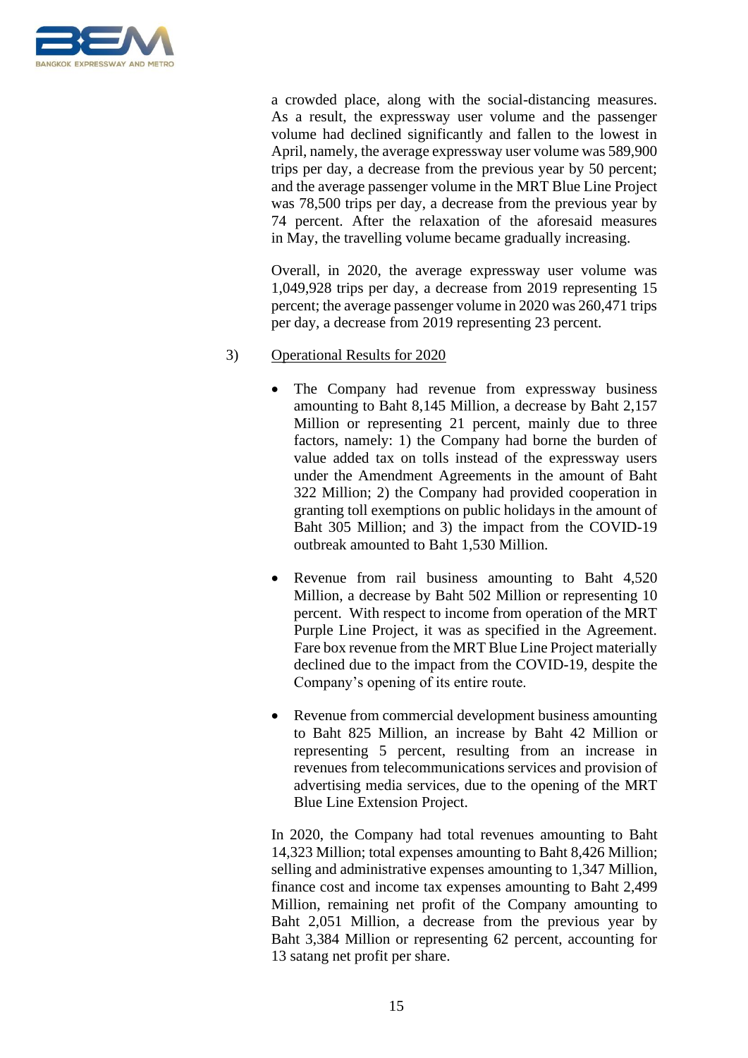a crowded place, along with the social-distancing measures. As a result, the expressway user volume and the passenger volume had declined significantly and fallen to the lowest in April, namely, the average expressway user volume was 589,900 trips per day, a decrease from the previous year by 50 percent; and the average passenger volume in the MRT Blue Line Project was 78,500 trips per day, a decrease from the previous year by 74 percent. After the relaxation of the aforesaid measures in May, the travelling volume became gradually increasing.

Overall, in 2020, the average expressway user volume was 1,049,928 trips per day, a decrease from 2019 representing 15 percent; the average passenger volume in 2020 was 260,471 trips per day, a decrease from 2019 representing 23 percent.

3) Operational Results for 2020

- The Company had revenue from expressway business amounting to Baht 8,145 Million, a decrease by Baht 2,157 Million or representing 21 percent, mainly due to three factors, namely: 1) the Company had borne the burden of value added tax on tolls instead of the expressway users under the Amendment Agreements in the amount of Baht 322 Million; 2) the Company had provided cooperation in granting toll exemptions on public holidays in the amount of Baht 305 Million; and 3) the impact from the COVID-19 outbreak amounted to Baht 1,530 Million.

- Revenue from rail business amounting to Baht 4,520 Million, a decrease by Baht 502 Million or representing 10 percent. With respect to income from operation of the MRT Purple Line Project, it was as specified in the Agreement. Fare box revenue from the MRT Blue Line Project materially declined due to the impact from the COVID-19, despite the Company's opening of its entire route.

- Revenue from commercial development business amounting to Baht 825 Million, an increase by Baht 42 Million or representing 5 percent, resulting from an increase in revenues from telecommunications services and provision of advertising media services, due to the opening of the MRT Blue Line Extension Project.

In 2020, the Company had total revenues amounting to Baht 14,323 Million; total expenses amounting to Baht 8,426 Million; selling and administrative expenses amounting to 1,347 Million, finance cost and income tax expenses amounting to Baht 2,499 Million, remaining net profit of the Company amounting to Baht 2,051 Million, a decrease from the previous year by Baht 3,384 Million or representing 62 percent, accounting for 13 satang net profit per share.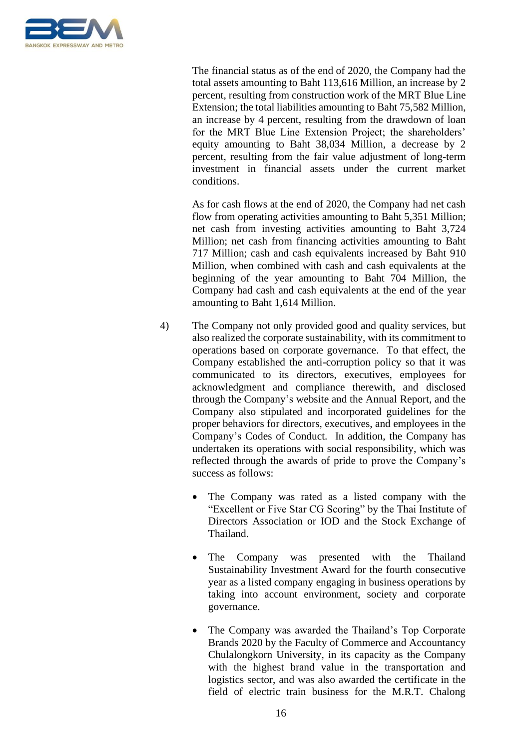The financial status as of the end of 2020, the Company had the total assets amounting to Baht 113,616 Million, an increase by 2 percent, resulting from construction work of the MRT Blue Line Extension; the total liabilities amounting to Baht 75,582 Million, an increase by 4 percent, resulting from the drawdown of loan for the MRT Blue Line Extension Project; the shareholders' equity amounting to Baht 38,034 Million, a decrease by 2 percent, resulting from the fair value adjustment of long-term investment in financial assets under the current market conditions.

As for cash flows at the end of 2020, the Company had net cash flow from operating activities amounting to Baht 5,351 Million; net cash from investing activities amounting to Baht 3,724 Million; net cash from financing activities amounting to Baht 717 Million; cash and cash equivalents increased by Baht 910 Million, when combined with cash and cash equivalents at the beginning of the year amounting to Baht 704 Million, the Company had cash and cash equivalents at the end of the year amounting to Baht 1,614 Million.

4) The Company not only provided good and quality services, but also realized the corporate sustainability, with its commitment to operations based on corporate governance. To that effect, the Company established the anti-corruption policy so that it was communicated to its directors, executives, employees for acknowledgment and compliance therewith, and disclosed through the Company's website and the Annual Report, and the Company also stipulated and incorporated guidelines for the proper behaviors for directors, executives, and employees in the Company's Codes of Conduct. In addition, the Company has undertaken its operations with social responsibility, which was reflected through the awards of pride to prove the Company's success as follows:

- The Company was rated as a listed company with the "Excellent or Five Star CG Scoring" by the Thai Institute of Directors Association or IOD and the Stock Exchange of Thailand.

- The Company was presented with the Thailand Sustainability Investment Award for the fourth consecutive year as a listed company engaging in business operations by taking into account environment, society and corporate governance.

- The Company was awarded the Thailand's Top Corporate Brands 2020 by the Faculty of Commerce and Accountancy Chulalongkorn University, in its capacity as the Company with the highest brand value in the transportation and logistics sector, and was also awarded the certificate in the field of electric train business for the M.R.T. Chalong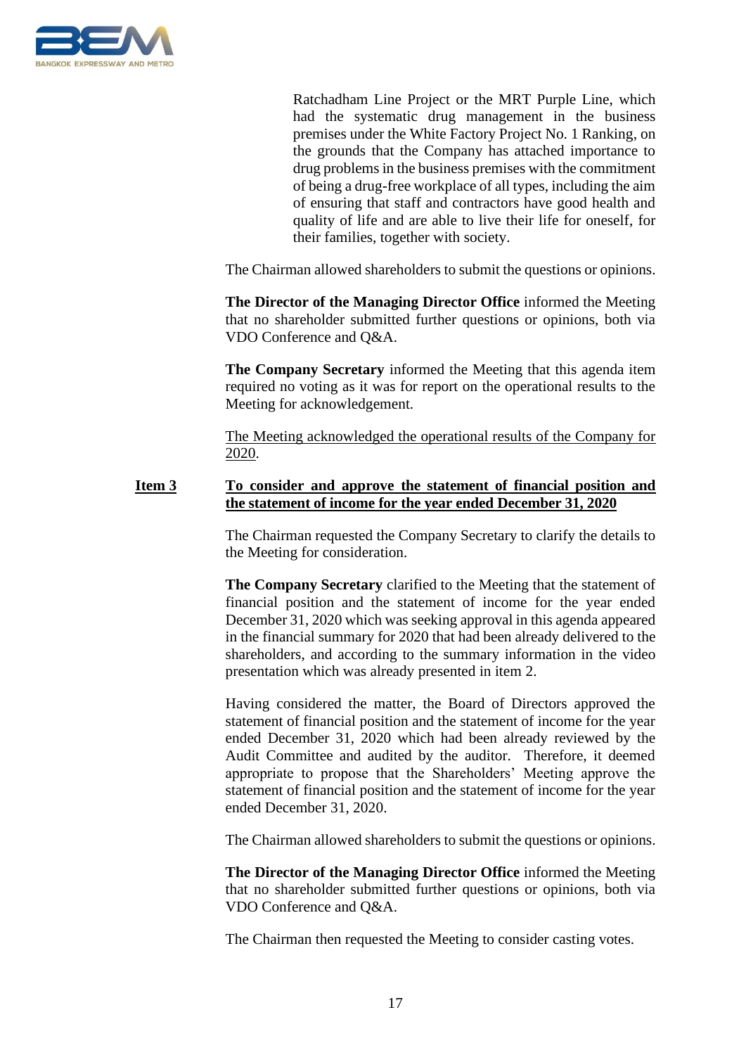Ratchadham Line Project or the MRT Purple Line, which had the systematic drug management in the business premises under the White Factory Project No. 1 Ranking, on the grounds that the Company has attached importance to drug problems in the business premises with the commitment of being a drug-free workplace of all types, including the aim of ensuring that staff and contractors have good health and quality of life and are able to live their life for oneself, for their families, together with society.

The Chairman allowed shareholders to submit the questions or opinions.

**The Director of the Managing Director Office** informed the Meeting that no shareholder submitted further questions or opinions, both via VDO Conference and Q&A.

**The Company Secretary** informed the Meeting that this agenda item required no voting as it was for report on the operational results to the Meeting for acknowledgement.

<u>The Meeting acknowledged the operational results of the Company for 2020</u>.

**<u>Item 3</u>** **<u>To consider and approve the statement of financial position and the statement of income for the year ended December 31, 2020</u>**

The Chairman requested the Company Secretary to clarify the details to the Meeting for consideration.

**The Company Secretary** clarified to the Meeting that the statement of financial position and the statement of income for the year ended December 31, 2020 which was seeking approval in this agenda appeared in the financial summary for 2020 that had been already delivered to the shareholders, and according to the summary information in the video presentation which was already presented in item 2.

Having considered the matter, the Board of Directors approved the statement of financial position and the statement of income for the year ended December 31, 2020 which had been already reviewed by the Audit Committee and audited by the auditor. Therefore, it deemed appropriate to propose that the Shareholders' Meeting approve the statement of financial position and the statement of income for the year ended December 31, 2020.

The Chairman allowed shareholders to submit the questions or opinions.

**The Director of the Managing Director Office** informed the Meeting that no shareholder submitted further questions or opinions, both via VDO Conference and Q&A.

The Chairman then requested the Meeting to consider casting votes.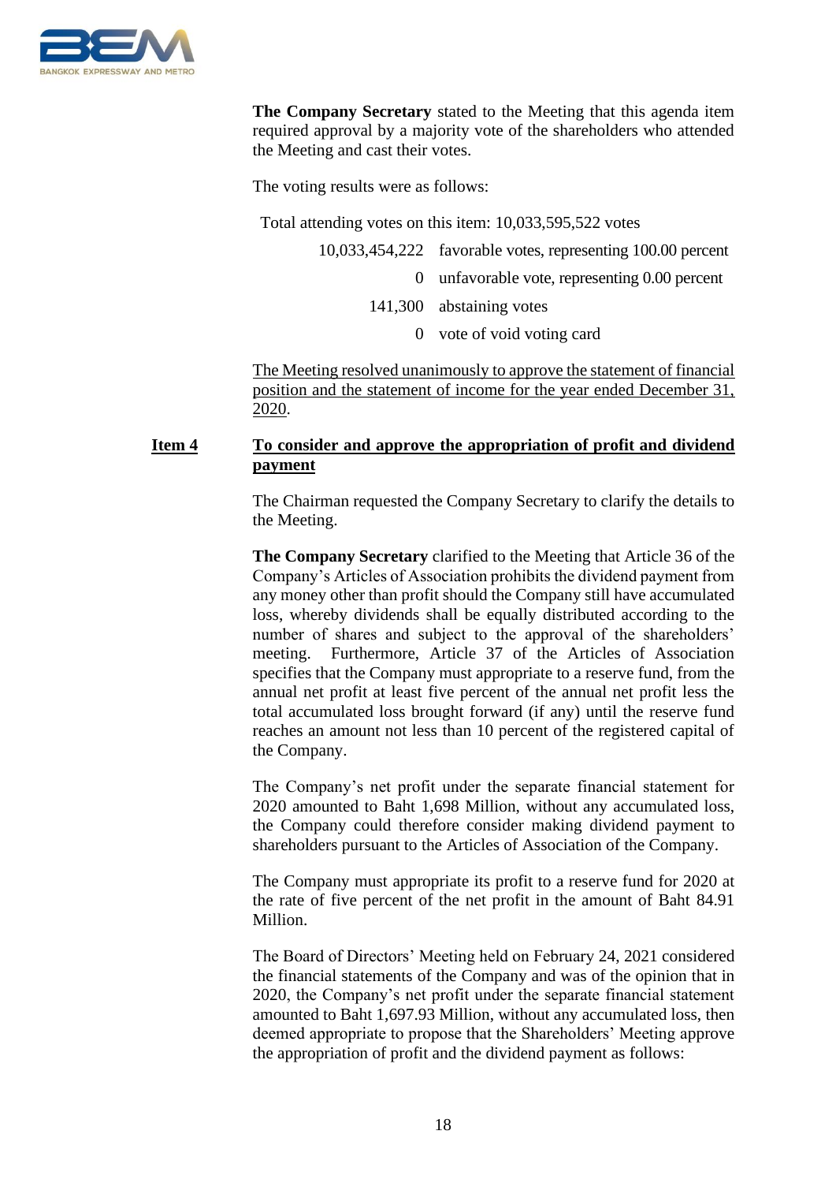**The Company Secretary** stated to the Meeting that this agenda item required approval by a majority vote of the shareholders who attended the Meeting and cast their votes.

The voting results were as follows:

Total attending votes on this item: 10,033,595,522 votes

| | |
|---|---|
| 10,033,454,222 | favorable votes, representing 100.00 percent |
| 0 | unfavorable vote, representing 0.00 percent |
| 141,300 | abstaining votes |
| 0 | vote of void voting card |

<u>The Meeting resolved unanimously to approve the statement of financial position and the statement of income for the year ended December 31, 2020</u>.

## <u>Item 4</u> <u>To consider and approve the appropriation of profit and dividend payment</u>

The Chairman requested the Company Secretary to clarify the details to the Meeting.

**The Company Secretary** clarified to the Meeting that Article 36 of the Company's Articles of Association prohibits the dividend payment from any money other than profit should the Company still have accumulated loss, whereby dividends shall be equally distributed according to the number of shares and subject to the approval of the shareholders' meeting. Furthermore, Article 37 of the Articles of Association specifies that the Company must appropriate to a reserve fund, from the annual net profit at least five percent of the annual net profit less the total accumulated loss brought forward (if any) until the reserve fund reaches an amount not less than 10 percent of the registered capital of the Company.

The Company's net profit under the separate financial statement for 2020 amounted to Baht 1,698 Million, without any accumulated loss, the Company could therefore consider making dividend payment to shareholders pursuant to the Articles of Association of the Company.

The Company must appropriate its profit to a reserve fund for 2020 at the rate of five percent of the net profit in the amount of Baht 84.91 Million.

The Board of Directors' Meeting held on February 24, 2021 considered the financial statements of the Company and was of the opinion that in 2020, the Company's net profit under the separate financial statement amounted to Baht 1,697.93 Million, without any accumulated loss, then deemed appropriate to propose that the Shareholders' Meeting approve the appropriation of profit and the dividend payment as follows: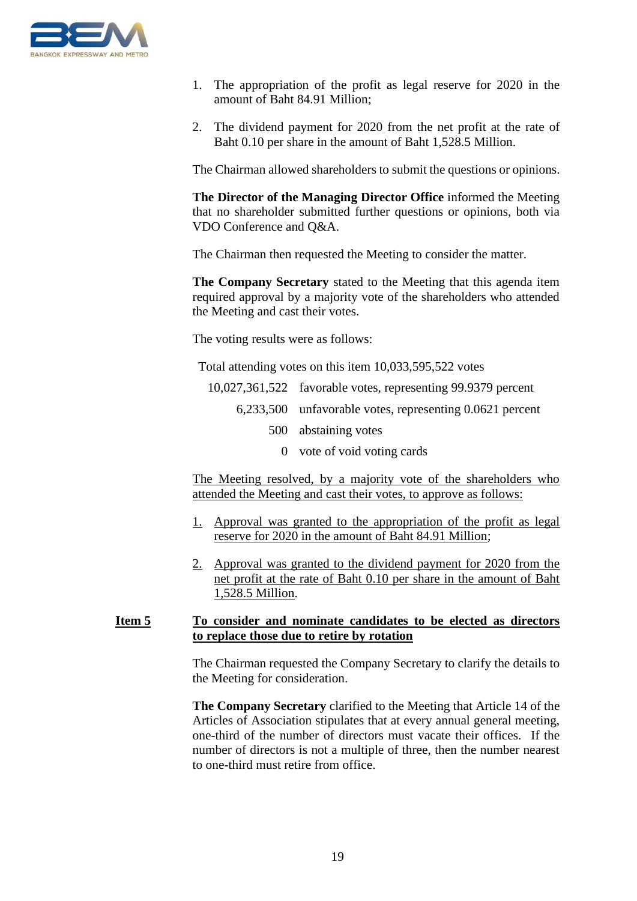1. The appropriation of the profit as legal reserve for 2020 in the amount of Baht 84.91 Million;

2. The dividend payment for 2020 from the net profit at the rate of Baht 0.10 per share in the amount of Baht 1,528.5 Million.

The Chairman allowed shareholders to submit the questions or opinions.

**The Director of the Managing Director Office** informed the Meeting that no shareholder submitted further questions or opinions, both via VDO Conference and Q&A.

The Chairman then requested the Meeting to consider the matter.

**The Company Secretary** stated to the Meeting that this agenda item required approval by a majority vote of the shareholders who attended the Meeting and cast their votes.

The voting results were as follows:

Total attending votes on this item 10,033,595,522 votes

| | |
|---:|---|
| 10,027,361,522 | favorable votes, representing 99.9379 percent |
| 6,233,500 | unfavorable votes, representing 0.0621 percent |
| 500 | abstaining votes |
| 0 | vote of void voting cards |

<u>The Meeting resolved, by a majority vote of the shareholders who attended the Meeting and cast their votes, to approve as follows:</u>

1. <u>Approval was granted to the appropriation of the profit as legal reserve for 2020 in the amount of Baht 84.91 Million</u>;

2. <u>Approval was granted to the dividend payment for 2020 from the net profit at the rate of Baht 0.10 per share in the amount of Baht 1,528.5 Million</u>.

**<u>Item 5</u>** **<u>To consider and nominate candidates to be elected as directors to replace those due to retire by rotation</u>**

The Chairman requested the Company Secretary to clarify the details to the Meeting for consideration.

**The Company Secretary** clarified to the Meeting that Article 14 of the Articles of Association stipulates that at every annual general meeting, one-third of the number of directors must vacate their offices. If the number of directors is not a multiple of three, then the number nearest to one-third must retire from office.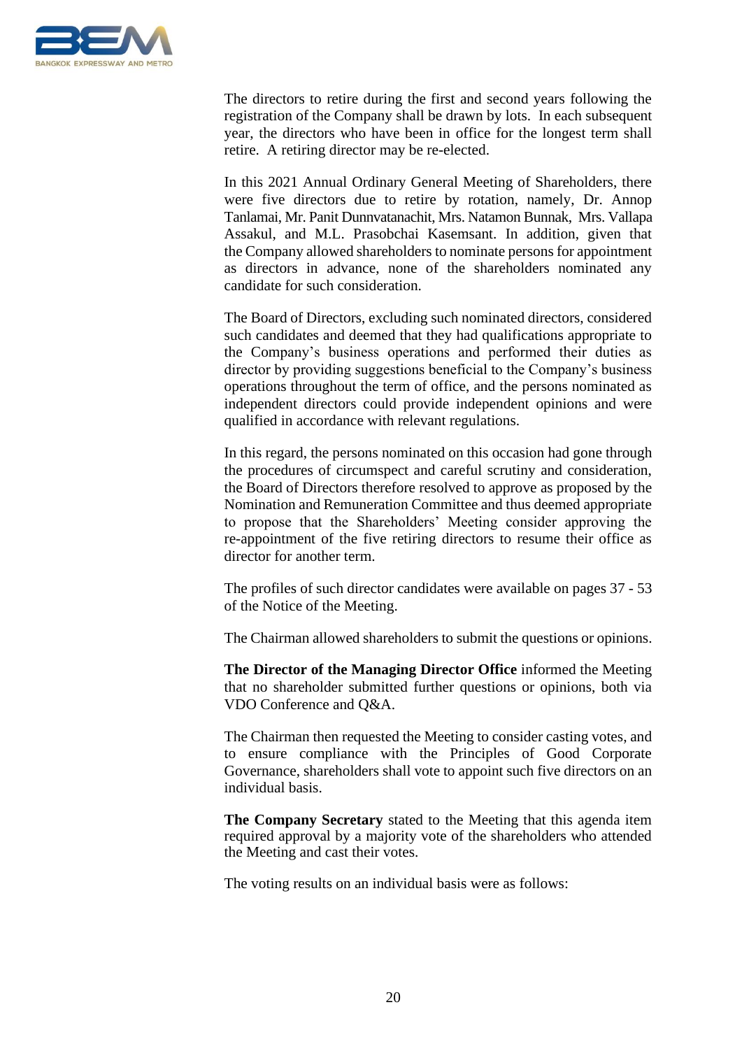The directors to retire during the first and second years following the registration of the Company shall be drawn by lots. In each subsequent year, the directors who have been in office for the longest term shall retire. A retiring director may be re-elected.

In this 2021 Annual Ordinary General Meeting of Shareholders, there were five directors due to retire by rotation, namely, Dr. Annop Tanlamai, Mr. Panit Dunnvatanachit, Mrs. Natamon Bunnak, Mrs. Vallapa Assakul, and M.L. Prasobchai Kasemsant. In addition, given that the Company allowed shareholders to nominate persons for appointment as directors in advance, none of the shareholders nominated any candidate for such consideration.

The Board of Directors, excluding such nominated directors, considered such candidates and deemed that they had qualifications appropriate to the Company's business operations and performed their duties as director by providing suggestions beneficial to the Company's business operations throughout the term of office, and the persons nominated as independent directors could provide independent opinions and were qualified in accordance with relevant regulations.

In this regard, the persons nominated on this occasion had gone through the procedures of circumspect and careful scrutiny and consideration, the Board of Directors therefore resolved to approve as proposed by the Nomination and Remuneration Committee and thus deemed appropriate to propose that the Shareholders' Meeting consider approving the re-appointment of the five retiring directors to resume their office as director for another term.

The profiles of such director candidates were available on pages 37 - 53 of the Notice of the Meeting.

The Chairman allowed shareholders to submit the questions or opinions.

**The Director of the Managing Director Office** informed the Meeting that no shareholder submitted further questions or opinions, both via VDO Conference and Q&A.

The Chairman then requested the Meeting to consider casting votes, and to ensure compliance with the Principles of Good Corporate Governance, shareholders shall vote to appoint such five directors on an individual basis.

**The Company Secretary** stated to the Meeting that this agenda item required approval by a majority vote of the shareholders who attended the Meeting and cast their votes.

The voting results on an individual basis were as follows: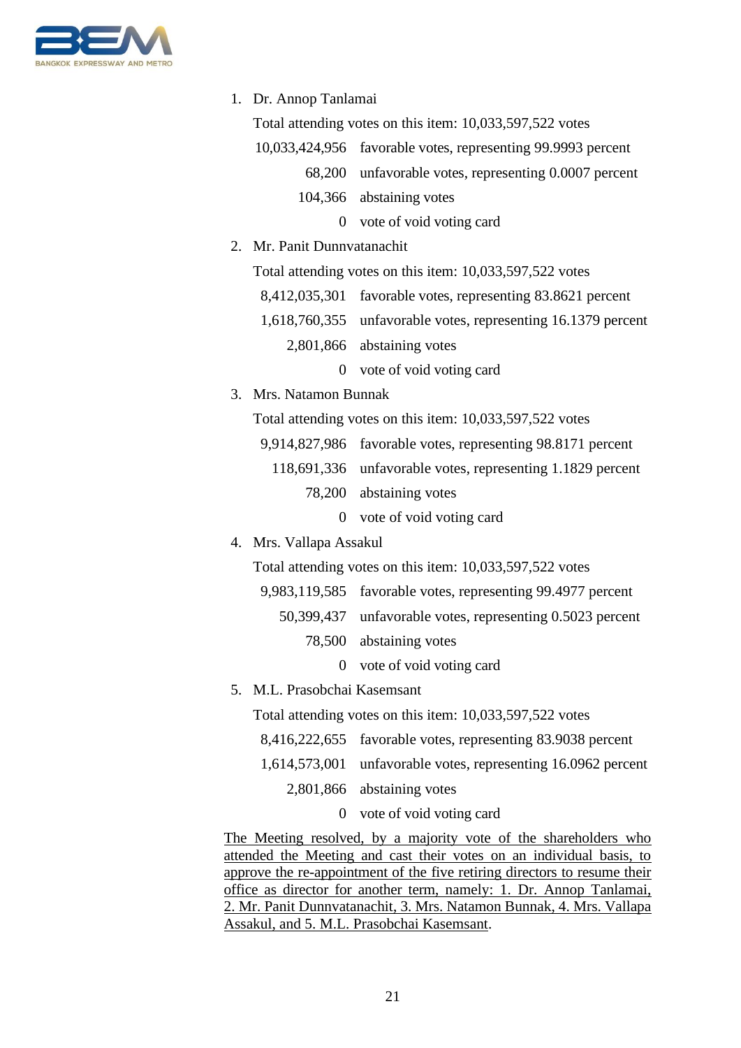1. Dr. Annop Tanlamai

   Total attending votes on this item: 10,033,597,522 votes

   | | |
   |---:|---|
   | 10,033,424,956 | favorable votes, representing 99.9993 percent |
   | 68,200 | unfavorable votes, representing 0.0007 percent |
   | 104,366 | abstaining votes |
   | 0 | vote of void voting card |

2. Mr. Panit Dunnvatanachit

   Total attending votes on this item: 10,033,597,522 votes

   | | |
   |---:|---|
   | 8,412,035,301 | favorable votes, representing 83.8621 percent |
   | 1,618,760,355 | unfavorable votes, representing 16.1379 percent |
   | 2,801,866 | abstaining votes |
   | 0 | vote of void voting card |

3. Mrs. Natamon Bunnak

   Total attending votes on this item: 10,033,597,522 votes

   | | |
   |---:|---|
   | 9,914,827,986 | favorable votes, representing 98.8171 percent |
   | 118,691,336 | unfavorable votes, representing 1.1829 percent |
   | 78,200 | abstaining votes |
   | 0 | vote of void voting card |

4. Mrs. Vallapa Assakul

   Total attending votes on this item: 10,033,597,522 votes

   | | |
   |---:|---|
   | 9,983,119,585 | favorable votes, representing 99.4977 percent |
   | 50,399,437 | unfavorable votes, representing 0.5023 percent |
   | 78,500 | abstaining votes |
   | 0 | vote of void voting card |

5. M.L. Prasobchai Kasemsant

   Total attending votes on this item: 10,033,597,522 votes

   | | |
   |---:|---|
   | 8,416,222,655 | favorable votes, representing 83.9038 percent |
   | 1,614,573,001 | unfavorable votes, representing 16.0962 percent |
   | 2,801,866 | abstaining votes |
   | 0 | vote of void voting card |

<u>The Meeting resolved, by a majority vote of the shareholders who attended the Meeting and cast their votes on an individual basis, to approve the re-appointment of the five retiring directors to resume their office as director for another term, namely: 1. Dr. Annop Tanlamai, 2. Mr. Panit Dunnvatanachit, 3. Mrs. Natamon Bunnak, 4. Mrs. Vallapa Assakul, and 5. M.L. Prasobchai Kasemsant</u>.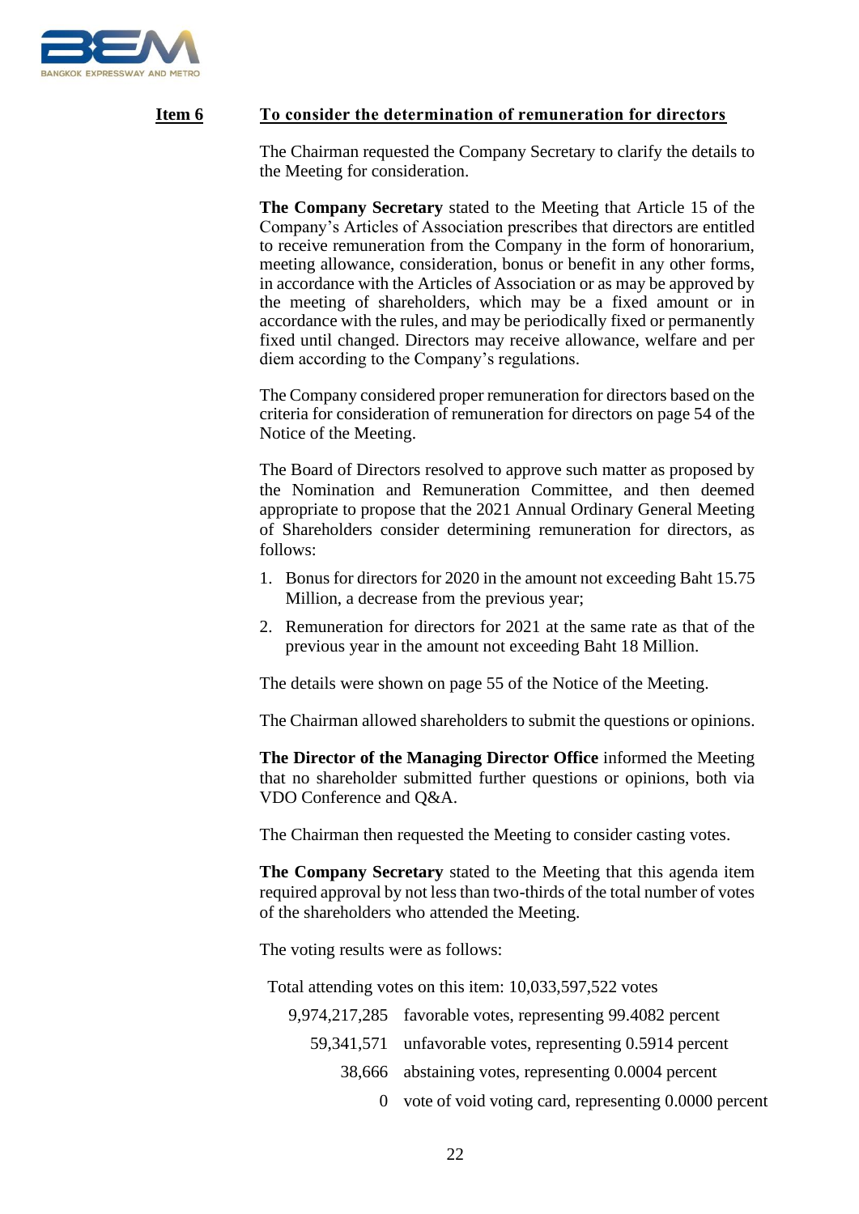**Item 6** **To consider the determination of remuneration for directors**

The Chairman requested the Company Secretary to clarify the details to the Meeting for consideration.

**The Company Secretary** stated to the Meeting that Article 15 of the Company's Articles of Association prescribes that directors are entitled to receive remuneration from the Company in the form of honorarium, meeting allowance, consideration, bonus or benefit in any other forms, in accordance with the Articles of Association or as may be approved by the meeting of shareholders, which may be a fixed amount or in accordance with the rules, and may be periodically fixed or permanently fixed until changed. Directors may receive allowance, welfare and per diem according to the Company's regulations.

The Company considered proper remuneration for directors based on the criteria for consideration of remuneration for directors on page 54 of the Notice of the Meeting.

The Board of Directors resolved to approve such matter as proposed by the Nomination and Remuneration Committee, and then deemed appropriate to propose that the 2021 Annual Ordinary General Meeting of Shareholders consider determining remuneration for directors, as follows:

1. Bonus for directors for 2020 in the amount not exceeding Baht 15.75 Million, a decrease from the previous year;
2. Remuneration for directors for 2021 at the same rate as that of the previous year in the amount not exceeding Baht 18 Million.

The details were shown on page 55 of the Notice of the Meeting.

The Chairman allowed shareholders to submit the questions or opinions.

**The Director of the Managing Director Office** informed the Meeting that no shareholder submitted further questions or opinions, both via VDO Conference and Q&A.

The Chairman then requested the Meeting to consider casting votes.

**The Company Secretary** stated to the Meeting that this agenda item required approval by not less than two-thirds of the total number of votes of the shareholders who attended the Meeting.

The voting results were as follows:

Total attending votes on this item: 10,033,597,522 votes

| | |
|---:|---|
| 9,974,217,285 | favorable votes, representing 99.4082 percent |
| 59,341,571 | unfavorable votes, representing 0.5914 percent |
| 38,666 | abstaining votes, representing 0.0004 percent |
| 0 | vote of void voting card, representing 0.0000 percent |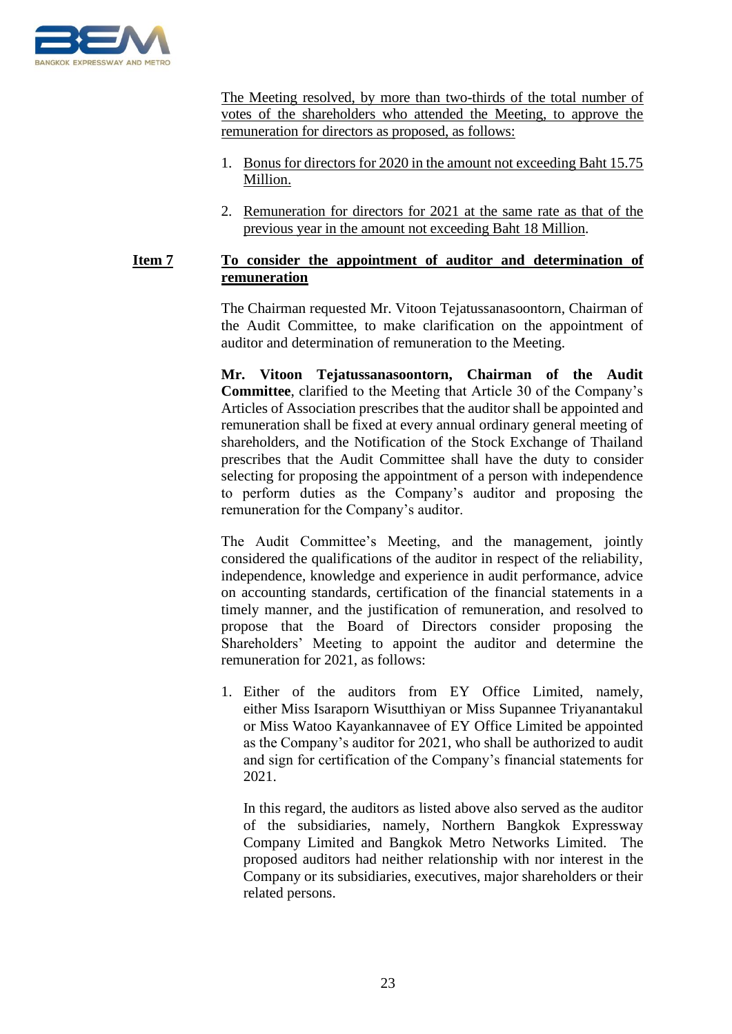The Meeting resolved, by more than two-thirds of the total number of votes of the shareholders who attended the Meeting, to approve the remuneration for directors as proposed, as follows:

1. Bonus for directors for 2020 in the amount not exceeding Baht 15.75 Million.
2. Remuneration for directors for 2021 at the same rate as that of the previous year in the amount not exceeding Baht 18 Million.

**Item 7** **To consider the appointment of auditor and determination of remuneration**

The Chairman requested Mr. Vitoon Tejatussanasoontorn, Chairman of the Audit Committee, to make clarification on the appointment of auditor and determination of remuneration to the Meeting.

**Mr. Vitoon Tejatussanasoontorn, Chairman of the Audit Committee**, clarified to the Meeting that Article 30 of the Company's Articles of Association prescribes that the auditor shall be appointed and remuneration shall be fixed at every annual ordinary general meeting of shareholders, and the Notification of the Stock Exchange of Thailand prescribes that the Audit Committee shall have the duty to consider selecting for proposing the appointment of a person with independence to perform duties as the Company's auditor and proposing the remuneration for the Company's auditor.

The Audit Committee's Meeting, and the management, jointly considered the qualifications of the auditor in respect of the reliability, independence, knowledge and experience in audit performance, advice on accounting standards, certification of the financial statements in a timely manner, and the justification of remuneration, and resolved to propose that the Board of Directors consider proposing the Shareholders' Meeting to appoint the auditor and determine the remuneration for 2021, as follows:

1. Either of the auditors from EY Office Limited, namely, either Miss Isaraporn Wisutthiyan or Miss Supannee Triyanantakul or Miss Watoo Kayankannavee of EY Office Limited be appointed as the Company's auditor for 2021, who shall be authorized to audit and sign for certification of the Company's financial statements for 2021.

   In this regard, the auditors as listed above also served as the auditor of the subsidiaries, namely, Northern Bangkok Expressway Company Limited and Bangkok Metro Networks Limited. The proposed auditors had neither relationship with nor interest in the Company or its subsidiaries, executives, major shareholders or their related persons.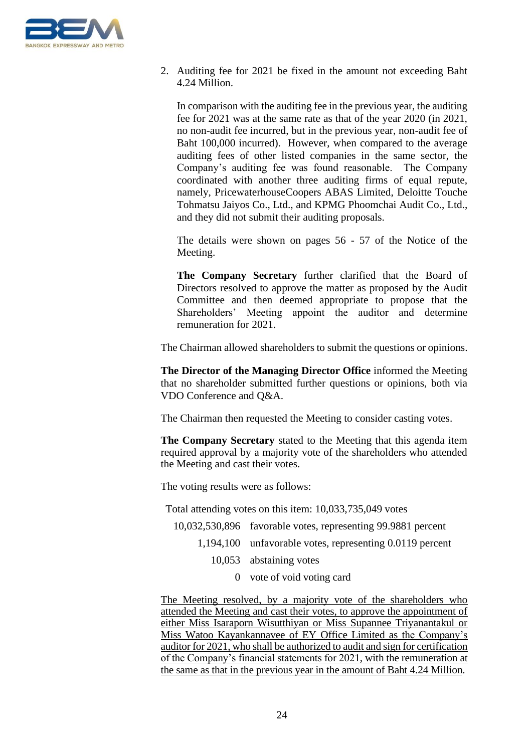2. Auditing fee for 2021 be fixed in the amount not exceeding Baht 4.24 Million.

   In comparison with the auditing fee in the previous year, the auditing fee for 2021 was at the same rate as that of the year 2020 (in 2021, no non-audit fee incurred, but in the previous year, non-audit fee of Baht 100,000 incurred). However, when compared to the average auditing fees of other listed companies in the same sector, the Company's auditing fee was found reasonable. The Company coordinated with another three auditing firms of equal repute, namely, PricewaterhouseCoopers ABAS Limited, Deloitte Touche Tohmatsu Jaiyos Co., Ltd., and KPMG Phoomchai Audit Co., Ltd., and they did not submit their auditing proposals.

   The details were shown on pages 56 - 57 of the Notice of the Meeting.

   **The Company Secretary** further clarified that the Board of Directors resolved to approve the matter as proposed by the Audit Committee and then deemed appropriate to propose that the Shareholders' Meeting appoint the auditor and determine remuneration for 2021.

The Chairman allowed shareholders to submit the questions or opinions.

**The Director of the Managing Director Office** informed the Meeting that no shareholder submitted further questions or opinions, both via VDO Conference and Q&A.

The Chairman then requested the Meeting to consider casting votes.

**The Company Secretary** stated to the Meeting that this agenda item required approval by a majority vote of the shareholders who attended the Meeting and cast their votes.

The voting results were as follows:

Total attending votes on this item: 10,033,735,049 votes

| | |
|---:|---|
| 10,032,530,896 | favorable votes, representing 99.9881 percent |
| 1,194,100 | unfavorable votes, representing 0.0119 percent |
| 10,053 | abstaining votes |
| 0 | vote of void voting card |

<u>The Meeting resolved, by a majority vote of the shareholders who attended the Meeting and cast their votes, to approve the appointment of either Miss Isaraporn Wisutthiyan or Miss Supannee Triyanantakul or Miss Watoo Kayankannavee of EY Office Limited as the Company's auditor for 2021, who shall be authorized to audit and sign for certification of the Company's financial statements for 2021, with the remuneration at the same as that in the previous year in the amount of Baht 4.24 Million</u>.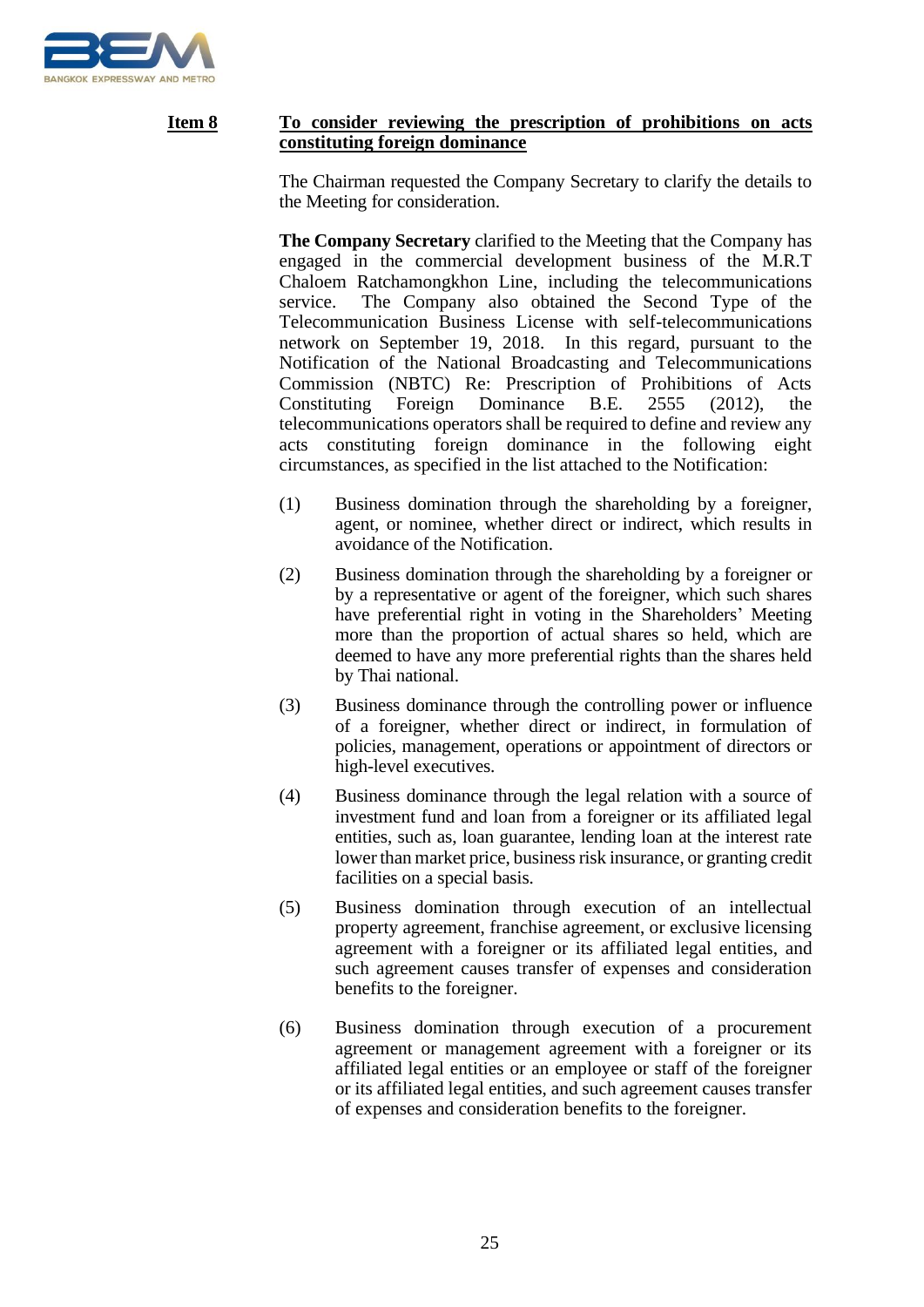**Item 8** **<u>To consider reviewing the prescription of prohibitions on acts constituting foreign dominance</u>**

The Chairman requested the Company Secretary to clarify the details to the Meeting for consideration.

**The Company Secretary** clarified to the Meeting that the Company has engaged in the commercial development business of the M.R.T Chaloem Ratchamongkhon Line, including the telecommunications service. The Company also obtained the Second Type of the Telecommunication Business License with self-telecommunications network on September 19, 2018. In this regard, pursuant to the Notification of the National Broadcasting and Telecommunications Commission (NBTC) Re: Prescription of Prohibitions of Acts Constituting Foreign Dominance B.E. 2555 (2012), the telecommunications operators shall be required to define and review any acts constituting foreign dominance in the following eight circumstances, as specified in the list attached to the Notification:

(1) Business domination through the shareholding by a foreigner, agent, or nominee, whether direct or indirect, which results in avoidance of the Notification.

(2) Business domination through the shareholding by a foreigner or by a representative or agent of the foreigner, which such shares have preferential right in voting in the Shareholders' Meeting more than the proportion of actual shares so held, which are deemed to have any more preferential rights than the shares held by Thai national.

(3) Business dominance through the controlling power or influence of a foreigner, whether direct or indirect, in formulation of policies, management, operations or appointment of directors or high-level executives.

(4) Business dominance through the legal relation with a source of investment fund and loan from a foreigner or its affiliated legal entities, such as, loan guarantee, lending loan at the interest rate lower than market price, business risk insurance, or granting credit facilities on a special basis.

(5) Business domination through execution of an intellectual property agreement, franchise agreement, or exclusive licensing agreement with a foreigner or its affiliated legal entities, and such agreement causes transfer of expenses and consideration benefits to the foreigner.

(6) Business domination through execution of a procurement agreement or management agreement with a foreigner or its affiliated legal entities or an employee or staff of the foreigner or its affiliated legal entities, and such agreement causes transfer of expenses and consideration benefits to the foreigner.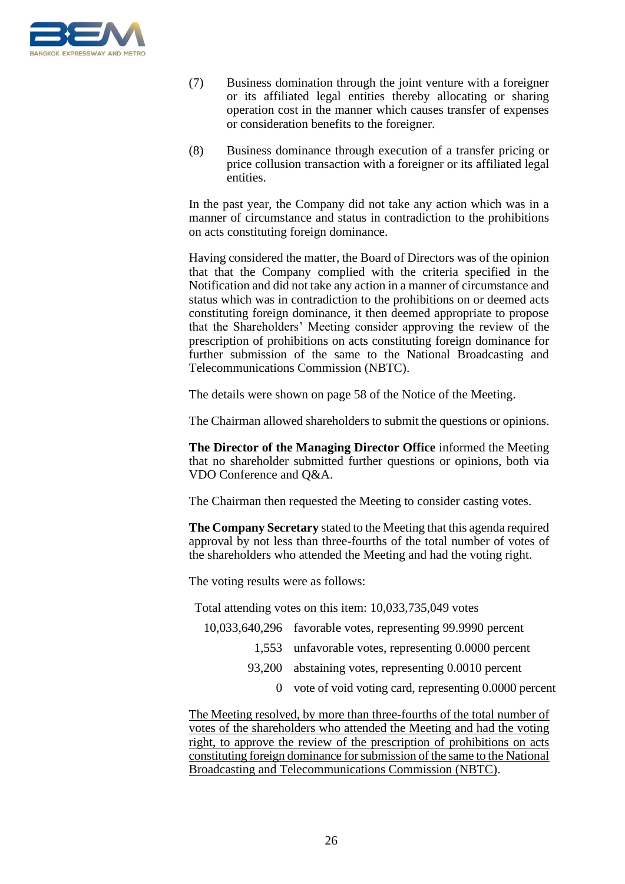(7) Business domination through the joint venture with a foreigner or its affiliated legal entities thereby allocating or sharing operation cost in the manner which causes transfer of expenses or consideration benefits to the foreigner.

(8) Business dominance through execution of a transfer pricing or price collusion transaction with a foreigner or its affiliated legal entities.

In the past year, the Company did not take any action which was in a manner of circumstance and status in contradiction to the prohibitions on acts constituting foreign dominance.

Having considered the matter, the Board of Directors was of the opinion that that the Company complied with the criteria specified in the Notification and did not take any action in a manner of circumstance and status which was in contradiction to the prohibitions on or deemed acts constituting foreign dominance, it then deemed appropriate to propose that the Shareholders' Meeting consider approving the review of the prescription of prohibitions on acts constituting foreign dominance for further submission of the same to the National Broadcasting and Telecommunications Commission (NBTC).

The details were shown on page 58 of the Notice of the Meeting.

The Chairman allowed shareholders to submit the questions or opinions.

**The Director of the Managing Director Office** informed the Meeting that no shareholder submitted further questions or opinions, both via VDO Conference and Q&A.

The Chairman then requested the Meeting to consider casting votes.

**The Company Secretary** stated to the Meeting that this agenda required approval by not less than three-fourths of the total number of votes of the shareholders who attended the Meeting and had the voting right.

The voting results were as follows:

Total attending votes on this item: 10,033,735,049 votes

| | |
|---:|---|
| 10,033,640,296 | favorable votes, representing 99.9990 percent |
| 1,553 | unfavorable votes, representing 0.0000 percent |
| 93,200 | abstaining votes, representing 0.0010 percent |
| 0 | vote of void voting card, representing 0.0000 percent |

<u>The Meeting resolved, by more than three-fourths of the total number of votes of the shareholders who attended the Meeting and had the voting right, to approve the review of the prescription of prohibitions on acts constituting foreign dominance for submission of the same to the National Broadcasting and Telecommunications Commission (NBTC)</u>.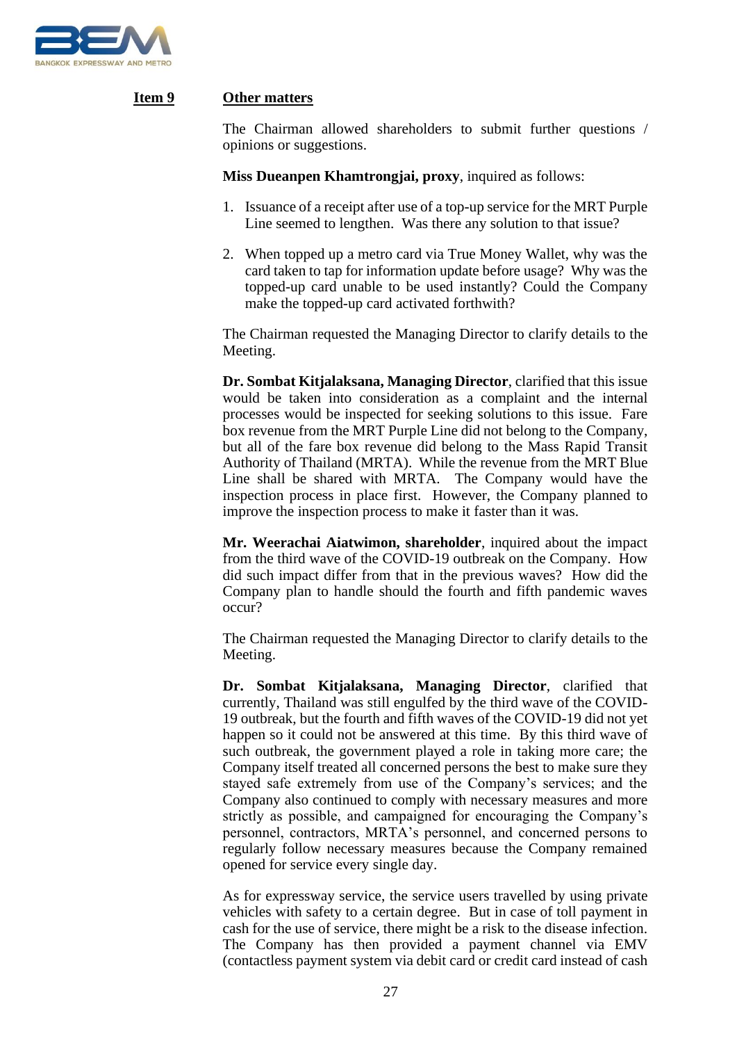**Item 9** **Other matters**

The Chairman allowed shareholders to submit further questions / opinions or suggestions.

**Miss Dueanpen Khamtrongjai, proxy**, inquired as follows:

1. Issuance of a receipt after use of a top-up service for the MRT Purple Line seemed to lengthen. Was there any solution to that issue?
2. When topped up a metro card via True Money Wallet, why was the card taken to tap for information update before usage? Why was the topped-up card unable to be used instantly? Could the Company make the topped-up card activated forthwith?

The Chairman requested the Managing Director to clarify details to the Meeting.

**Dr. Sombat Kitjalaksana, Managing Director**, clarified that this issue would be taken into consideration as a complaint and the internal processes would be inspected for seeking solutions to this issue. Fare box revenue from the MRT Purple Line did not belong to the Company, but all of the fare box revenue did belong to the Mass Rapid Transit Authority of Thailand (MRTA). While the revenue from the MRT Blue Line shall be shared with MRTA. The Company would have the inspection process in place first. However, the Company planned to improve the inspection process to make it faster than it was.

**Mr. Weerachai Aiatwimon, shareholder**, inquired about the impact from the third wave of the COVID-19 outbreak on the Company. How did such impact differ from that in the previous waves? How did the Company plan to handle should the fourth and fifth pandemic waves occur?

The Chairman requested the Managing Director to clarify details to the Meeting.

**Dr. Sombat Kitjalaksana, Managing Director**, clarified that currently, Thailand was still engulfed by the third wave of the COVID-19 outbreak, but the fourth and fifth waves of the COVID-19 did not yet happen so it could not be answered at this time. By this third wave of such outbreak, the government played a role in taking more care; the Company itself treated all concerned persons the best to make sure they stayed safe extremely from use of the Company's services; and the Company also continued to comply with necessary measures and more strictly as possible, and campaigned for encouraging the Company's personnel, contractors, MRTA's personnel, and concerned persons to regularly follow necessary measures because the Company remained opened for service every single day.

As for expressway service, the service users travelled by using private vehicles with safety to a certain degree. But in case of toll payment in cash for the use of service, there might be a risk to the disease infection. The Company has then provided a payment channel via EMV (contactless payment system via debit card or credit card instead of cash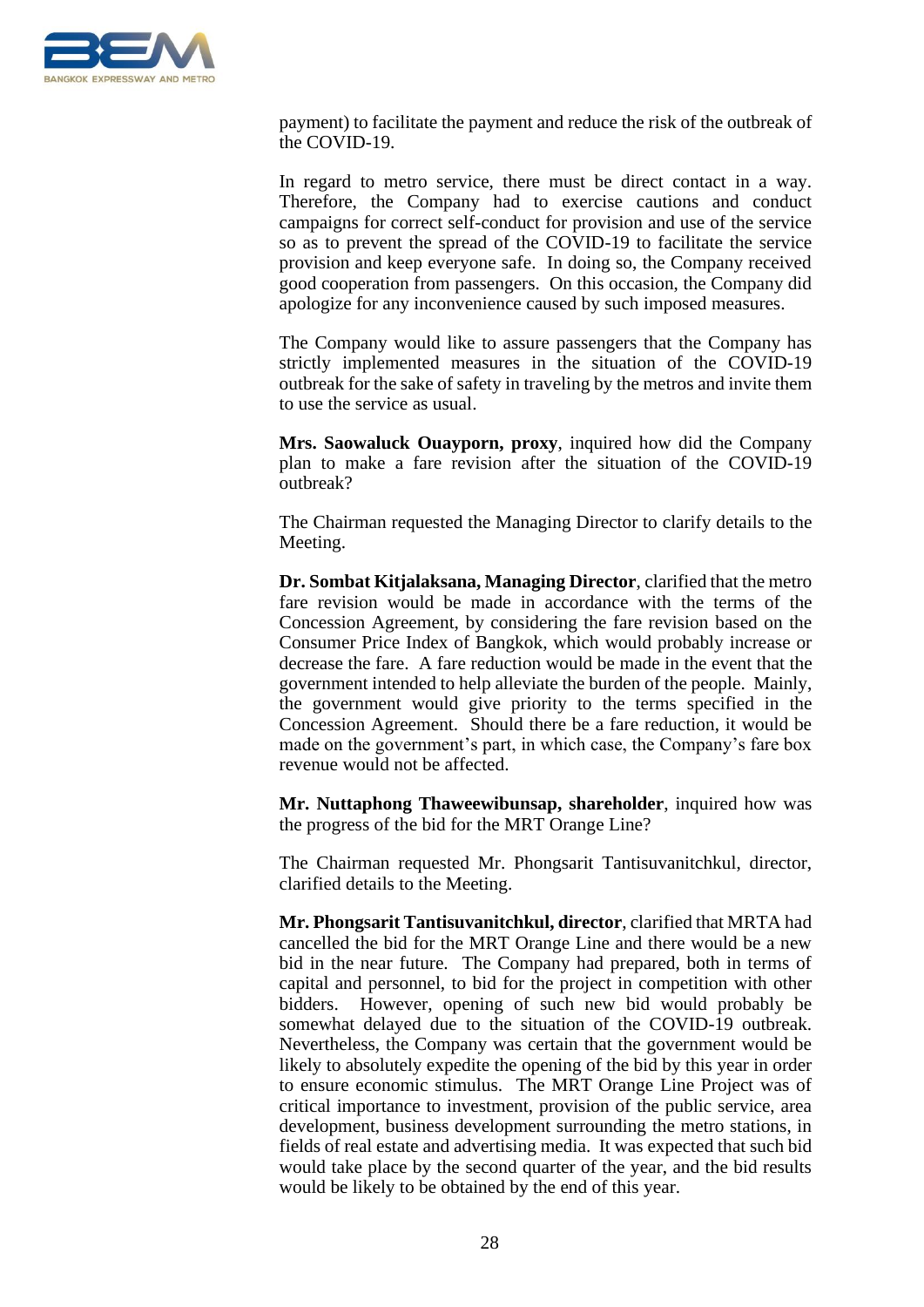payment) to facilitate the payment and reduce the risk of the outbreak of the COVID-19.

In regard to metro service, there must be direct contact in a way. Therefore, the Company had to exercise cautions and conduct campaigns for correct self-conduct for provision and use of the service so as to prevent the spread of the COVID-19 to facilitate the service provision and keep everyone safe. In doing so, the Company received good cooperation from passengers. On this occasion, the Company did apologize for any inconvenience caused by such imposed measures.

The Company would like to assure passengers that the Company has strictly implemented measures in the situation of the COVID-19 outbreak for the sake of safety in traveling by the metros and invite them to use the service as usual.

**Mrs. Saowaluck Ouayporn, proxy**, inquired how did the Company plan to make a fare revision after the situation of the COVID-19 outbreak?

The Chairman requested the Managing Director to clarify details to the Meeting.

**Dr. Sombat Kitjalaksana, Managing Director**, clarified that the metro fare revision would be made in accordance with the terms of the Concession Agreement, by considering the fare revision based on the Consumer Price Index of Bangkok, which would probably increase or decrease the fare. A fare reduction would be made in the event that the government intended to help alleviate the burden of the people. Mainly, the government would give priority to the terms specified in the Concession Agreement. Should there be a fare reduction, it would be made on the government's part, in which case, the Company's fare box revenue would not be affected.

**Mr. Nuttaphong Thaweewibunsap, shareholder**, inquired how was the progress of the bid for the MRT Orange Line?

The Chairman requested Mr. Phongsarit Tantisuvanitchkul, director, clarified details to the Meeting.

**Mr. Phongsarit Tantisuvanitchkul, director**, clarified that MRTA had cancelled the bid for the MRT Orange Line and there would be a new bid in the near future. The Company had prepared, both in terms of capital and personnel, to bid for the project in competition with other bidders. However, opening of such new bid would probably be somewhat delayed due to the situation of the COVID-19 outbreak. Nevertheless, the Company was certain that the government would be likely to absolutely expedite the opening of the bid by this year in order to ensure economic stimulus. The MRT Orange Line Project was of critical importance to investment, provision of the public service, area development, business development surrounding the metro stations, in fields of real estate and advertising media. It was expected that such bid would take place by the second quarter of the year, and the bid results would be likely to be obtained by the end of this year.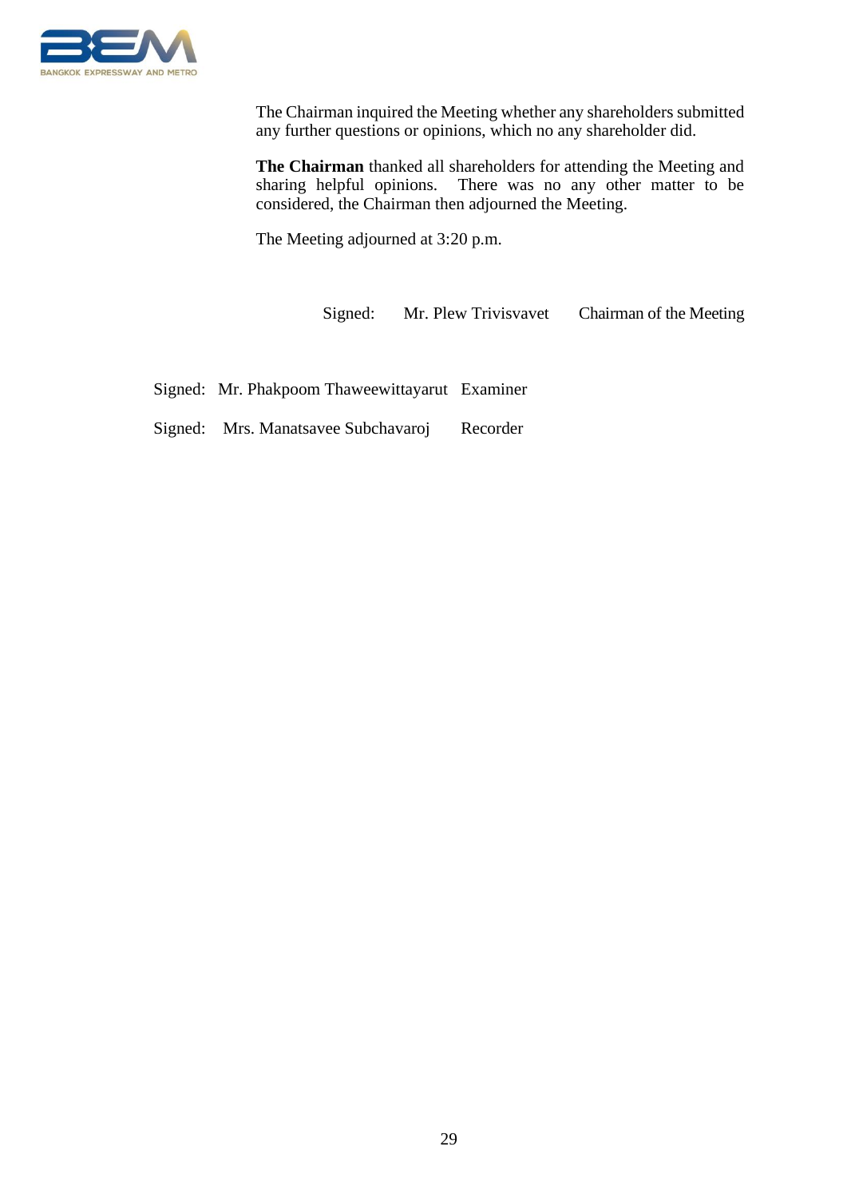The Chairman inquired the Meeting whether any shareholders submitted any further questions or opinions, which no any shareholder did.

**The Chairman** thanked all shareholders for attending the Meeting and sharing helpful opinions. There was no any other matter to be considered, the Chairman then adjourned the Meeting.

The Meeting adjourned at 3:20 p.m.

Signed: Mr. Plew Trivisvavet Chairman of the Meeting

Signed: Mr. Phakpoom Thaweewittayarut Examiner

Signed: Mrs. Manatsavee Subchavaroj Recorder